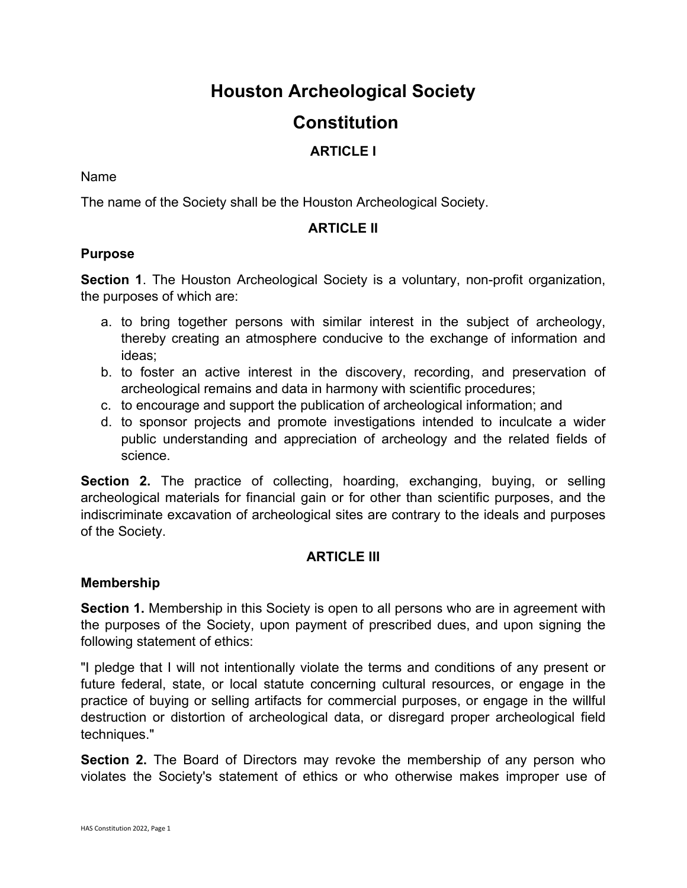# Houston Archeological Society

# Constitution

## ARTICLE I

Name

The name of the Society shall be the Houston Archeological Society.

## ARTICLE II

**Purpose**

**Section 1**. The Houston Archeological Society is a voluntary, non-profit organization, the purposes of which are:

a. to bring together persons with similar interest in the subject of archeology, thereby creating an atmosphere conducive to the exchange of information and ideas;
b. to foster an active interest in the discovery, recording, and preservation of archeological remains and data in harmony with scientific procedures;
c. to encourage and support the publication of archeological information; and
d. to sponsor projects and promote investigations intended to inculcate a wider public understanding and appreciation of archeology and the related fields of science.

**Section 2.** The practice of collecting, hoarding, exchanging, buying, or selling archeological materials for financial gain or for other than scientific purposes, and the indiscriminate excavation of archeological sites are contrary to the ideals and purposes of the Society.

## ARTICLE III

**Membership**

**Section 1.** Membership in this Society is open to all persons who are in agreement with the purposes of the Society, upon payment of prescribed dues, and upon signing the following statement of ethics:

"I pledge that I will not intentionally violate the terms and conditions of any present or future federal, state, or local statute concerning cultural resources, or engage in the practice of buying or selling artifacts for commercial purposes, or engage in the willful destruction or distortion of archeological data, or disregard proper archeological field techniques."

**Section 2.** The Board of Directors may revoke the membership of any person who violates the Society's statement of ethics or who otherwise makes improper use of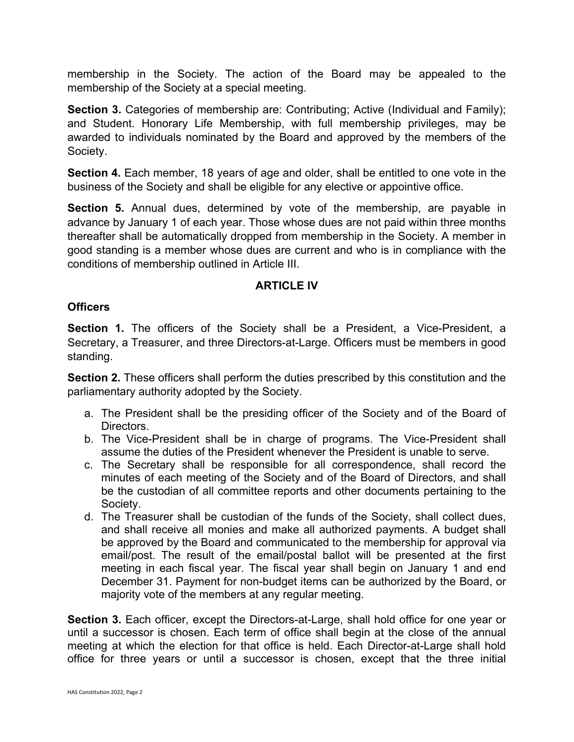membership in the Society. The action of the Board may be appealed to the membership of the Society at a special meeting.

**Section 3.** Categories of membership are: Contributing; Active (Individual and Family); and Student. Honorary Life Membership, with full membership privileges, may be awarded to individuals nominated by the Board and approved by the members of the Society.

**Section 4.** Each member, 18 years of age and older, shall be entitled to one vote in the business of the Society and shall be eligible for any elective or appointive office.

**Section 5.** Annual dues, determined by vote of the membership, are payable in advance by January 1 of each year. Those whose dues are not paid within three months thereafter shall be automatically dropped from membership in the Society. A member in good standing is a member whose dues are current and who is in compliance with the conditions of membership outlined in Article III.

## ARTICLE IV

### Officers

**Section 1.** The officers of the Society shall be a President, a Vice-President, a Secretary, a Treasurer, and three Directors-at-Large. Officers must be members in good standing.

**Section 2.** These officers shall perform the duties prescribed by this constitution and the parliamentary authority adopted by the Society.

a. The President shall be the presiding officer of the Society and of the Board of Directors.
b. The Vice-President shall be in charge of programs. The Vice-President shall assume the duties of the President whenever the President is unable to serve.
c. The Secretary shall be responsible for all correspondence, shall record the minutes of each meeting of the Society and of the Board of Directors, and shall be the custodian of all committee reports and other documents pertaining to the Society.
d. The Treasurer shall be custodian of the funds of the Society, shall collect dues, and shall receive all monies and make all authorized payments. A budget shall be approved by the Board and communicated to the membership for approval via email/post. The result of the email/postal ballot will be presented at the first meeting in each fiscal year. The fiscal year shall begin on January 1 and end December 31. Payment for non-budget items can be authorized by the Board, or majority vote of the members at any regular meeting.

**Section 3.** Each officer, except the Directors-at-Large, shall hold office for one year or until a successor is chosen. Each term of office shall begin at the close of the annual meeting at which the election for that office is held. Each Director-at-Large shall hold office for three years or until a successor is chosen, except that the three initial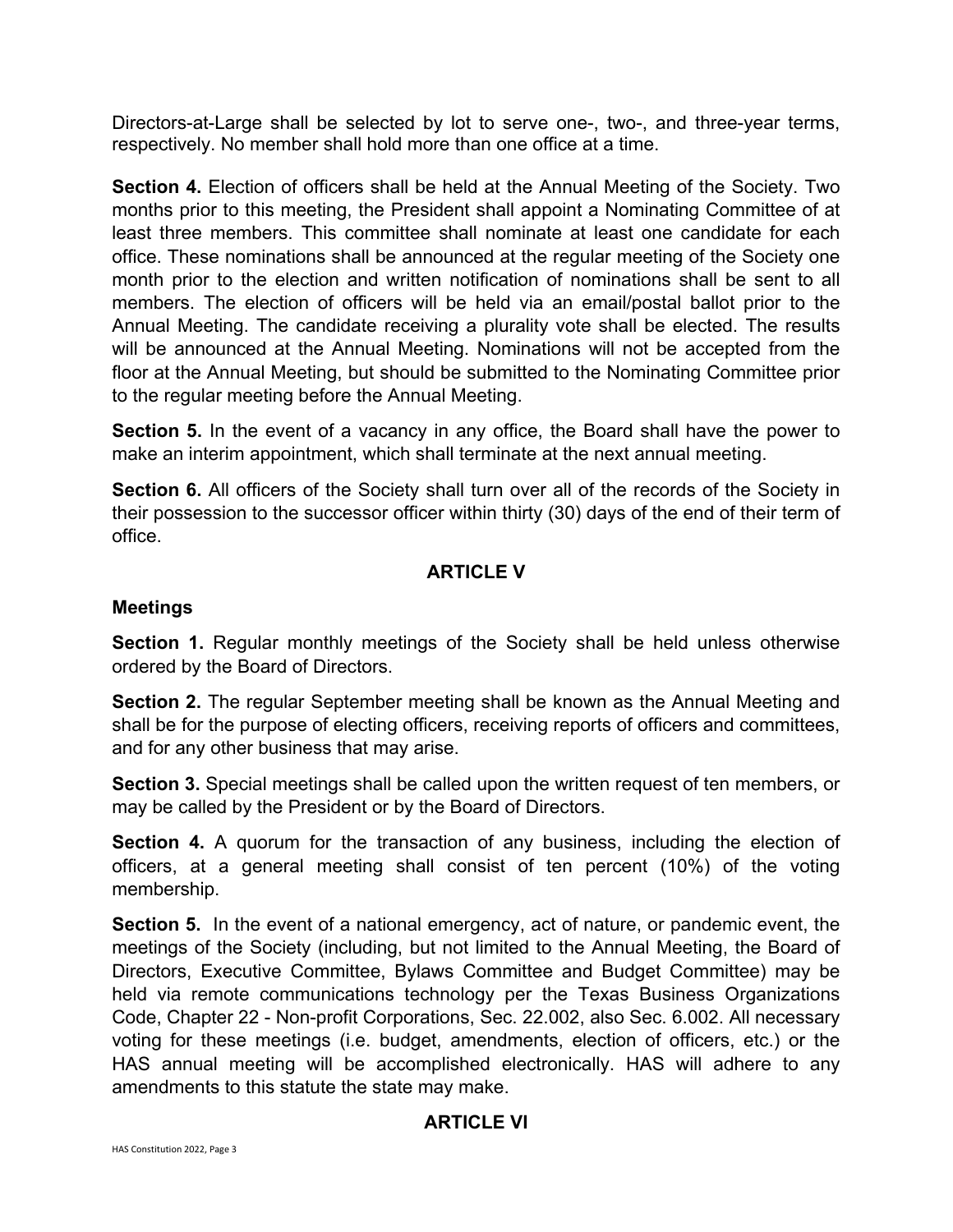Directors-at-Large shall be selected by lot to serve one-, two-, and three-year terms, respectively. No member shall hold more than one office at a time.

**Section 4.** Election of officers shall be held at the Annual Meeting of the Society. Two months prior to this meeting, the President shall appoint a Nominating Committee of at least three members. This committee shall nominate at least one candidate for each office. These nominations shall be announced at the regular meeting of the Society one month prior to the election and written notification of nominations shall be sent to all members. The election of officers will be held via an email/postal ballot prior to the Annual Meeting. The candidate receiving a plurality vote shall be elected. The results will be announced at the Annual Meeting. Nominations will not be accepted from the floor at the Annual Meeting, but should be submitted to the Nominating Committee prior to the regular meeting before the Annual Meeting.

**Section 5.** In the event of a vacancy in any office, the Board shall have the power to make an interim appointment, which shall terminate at the next annual meeting.

**Section 6.** All officers of the Society shall turn over all of the records of the Society in their possession to the successor officer within thirty (30) days of the end of their term of office.

## ARTICLE V

### Meetings

**Section 1.** Regular monthly meetings of the Society shall be held unless otherwise ordered by the Board of Directors.

**Section 2.** The regular September meeting shall be known as the Annual Meeting and shall be for the purpose of electing officers, receiving reports of officers and committees, and for any other business that may arise.

**Section 3.** Special meetings shall be called upon the written request of ten members, or may be called by the President or by the Board of Directors.

**Section 4.** A quorum for the transaction of any business, including the election of officers, at a general meeting shall consist of ten percent (10%) of the voting membership.

**Section 5.** In the event of a national emergency, act of nature, or pandemic event, the meetings of the Society (including, but not limited to the Annual Meeting, the Board of Directors, Executive Committee, Bylaws Committee and Budget Committee) may be held via remote communications technology per the Texas Business Organizations Code, Chapter 22 - Non-profit Corporations, Sec. 22.002, also Sec. 6.002. All necessary voting for these meetings (i.e. budget, amendments, election of officers, etc.) or the HAS annual meeting will be accomplished electronically. HAS will adhere to any amendments to this statute the state may make.

## ARTICLE VI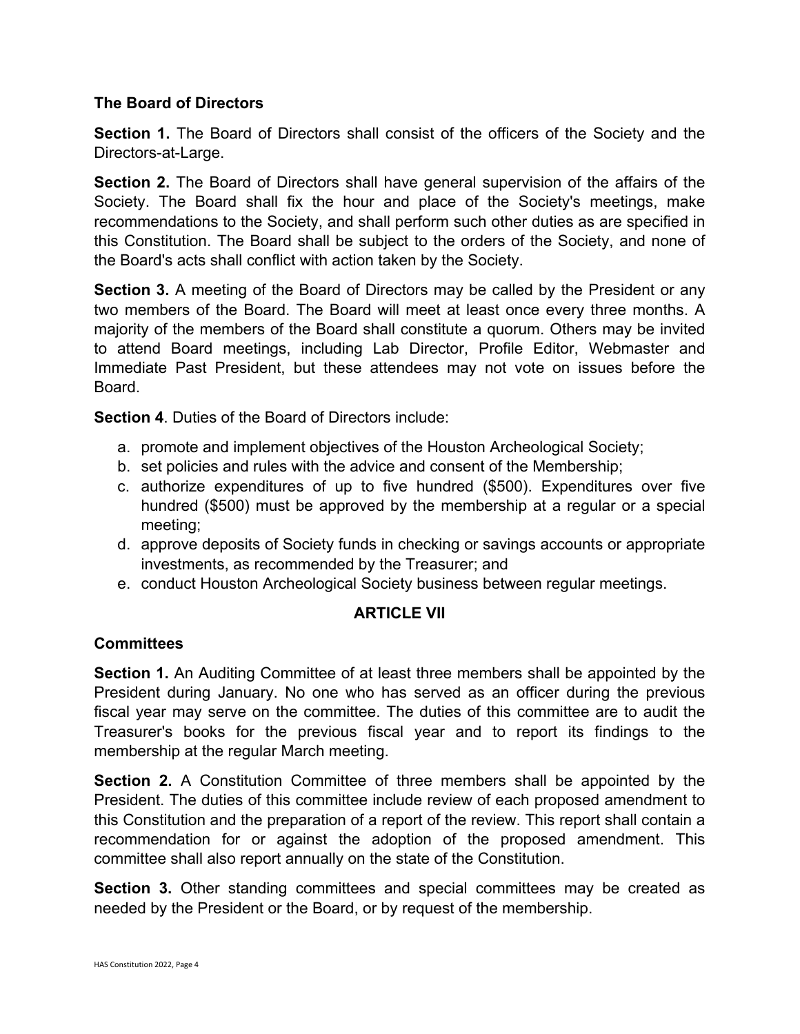### The Board of Directors

**Section 1.** The Board of Directors shall consist of the officers of the Society and the Directors-at-Large.

**Section 2.** The Board of Directors shall have general supervision of the affairs of the Society. The Board shall fix the hour and place of the Society's meetings, make recommendations to the Society, and shall perform such other duties as are specified in this Constitution. The Board shall be subject to the orders of the Society, and none of the Board's acts shall conflict with action taken by the Society.

**Section 3.** A meeting of the Board of Directors may be called by the President or any two members of the Board. The Board will meet at least once every three months. A majority of the members of the Board shall constitute a quorum. Others may be invited to attend Board meetings, including Lab Director, Profile Editor, Webmaster and Immediate Past President, but these attendees may not vote on issues before the Board.

**Section 4**. Duties of the Board of Directors include:

a. promote and implement objectives of the Houston Archeological Society;
b. set policies and rules with the advice and consent of the Membership;
c. authorize expenditures of up to five hundred ($500). Expenditures over five hundred ($500) must be approved by the membership at a regular or a special meeting;
d. approve deposits of Society funds in checking or savings accounts or appropriate investments, as recommended by the Treasurer; and
e. conduct Houston Archeological Society business between regular meetings.

## ARTICLE VII

### Committees

**Section 1.** An Auditing Committee of at least three members shall be appointed by the President during January. No one who has served as an officer during the previous fiscal year may serve on the committee. The duties of this committee are to audit the Treasurer's books for the previous fiscal year and to report its findings to the membership at the regular March meeting.

**Section 2.** A Constitution Committee of three members shall be appointed by the President. The duties of this committee include review of each proposed amendment to this Constitution and the preparation of a report of the review. This report shall contain a recommendation for or against the adoption of the proposed amendment. This committee shall also report annually on the state of the Constitution.

**Section 3.** Other standing committees and special committees may be created as needed by the President or the Board, or by request of the membership.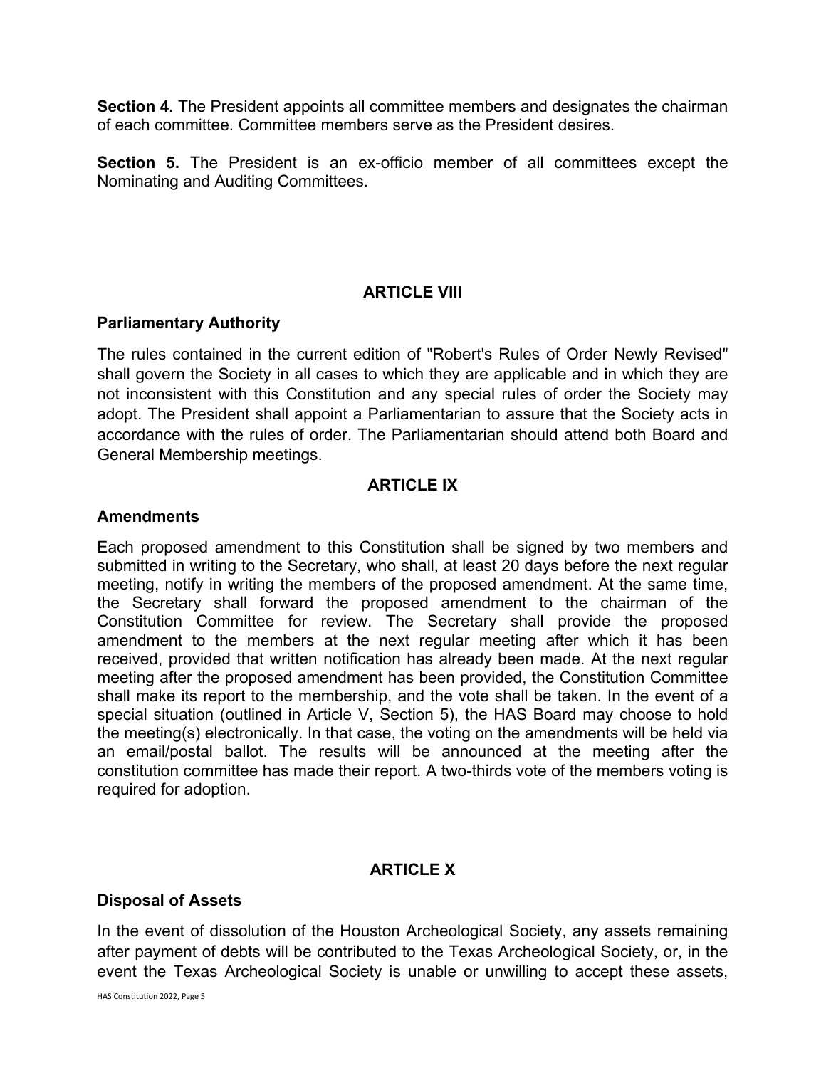**Section 4.** The President appoints all committee members and designates the chairman of each committee. Committee members serve as the President desires.

**Section 5.** The President is an ex-officio member of all committees except the Nominating and Auditing Committees.

## ARTICLE VIII

### Parliamentary Authority

The rules contained in the current edition of "Robert's Rules of Order Newly Revised" shall govern the Society in all cases to which they are applicable and in which they are not inconsistent with this Constitution and any special rules of order the Society may adopt. The President shall appoint a Parliamentarian to assure that the Society acts in accordance with the rules of order. The Parliamentarian should attend both Board and General Membership meetings.

## ARTICLE IX

### Amendments

Each proposed amendment to this Constitution shall be signed by two members and submitted in writing to the Secretary, who shall, at least 20 days before the next regular meeting, notify in writing the members of the proposed amendment. At the same time, the Secretary shall forward the proposed amendment to the chairman of the Constitution Committee for review. The Secretary shall provide the proposed amendment to the members at the next regular meeting after which it has been received, provided that written notification has already been made. At the next regular meeting after the proposed amendment has been provided, the Constitution Committee shall make its report to the membership, and the vote shall be taken. In the event of a special situation (outlined in Article V, Section 5), the HAS Board may choose to hold the meeting(s) electronically. In that case, the voting on the amendments will be held via an email/postal ballot. The results will be announced at the meeting after the constitution committee has made their report. A two-thirds vote of the members voting is required for adoption.

## ARTICLE X

### Disposal of Assets

In the event of dissolution of the Houston Archeological Society, any assets remaining after payment of debts will be contributed to the Texas Archeological Society, or, in the event the Texas Archeological Society is unable or unwilling to accept these assets,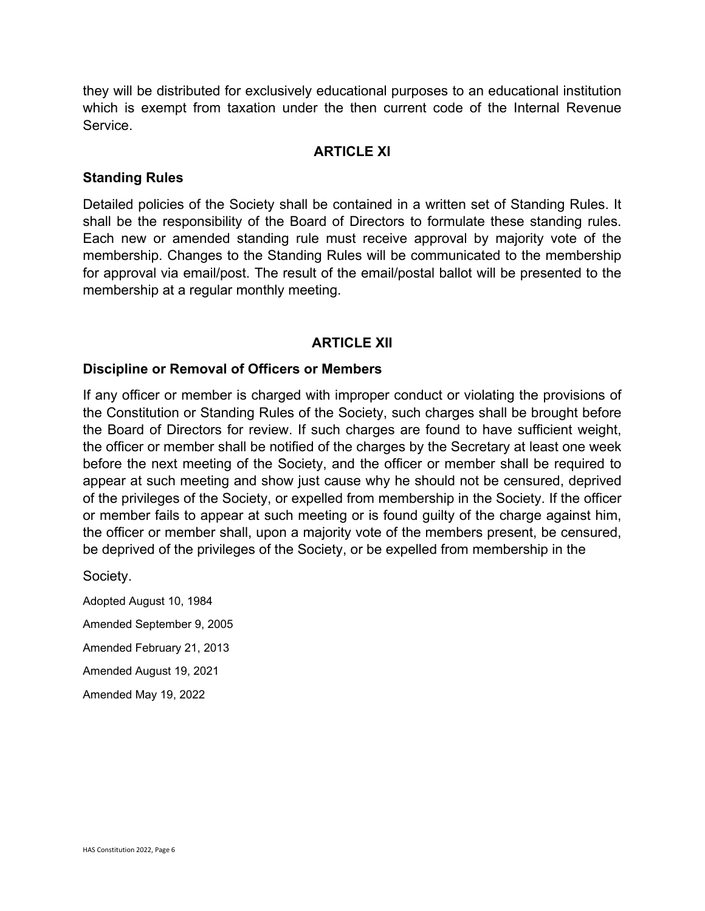they will be distributed for exclusively educational purposes to an educational institution which is exempt from taxation under the then current code of the Internal Revenue Service.

## ARTICLE XI

### Standing Rules

Detailed policies of the Society shall be contained in a written set of Standing Rules. It shall be the responsibility of the Board of Directors to formulate these standing rules. Each new or amended standing rule must receive approval by majority vote of the membership. Changes to the Standing Rules will be communicated to the membership for approval via email/post. The result of the email/postal ballot will be presented to the membership at a regular monthly meeting.

## ARTICLE XII

### Discipline or Removal of Officers or Members

If any officer or member is charged with improper conduct or violating the provisions of the Constitution or Standing Rules of the Society, such charges shall be brought before the Board of Directors for review. If such charges are found to have sufficient weight, the officer or member shall be notified of the charges by the Secretary at least one week before the next meeting of the Society, and the officer or member shall be required to appear at such meeting and show just cause why he should not be censured, deprived of the privileges of the Society, or expelled from membership in the Society. If the officer or member fails to appear at such meeting or is found guilty of the charge against him, the officer or member shall, upon a majority vote of the members present, be censured, be deprived of the privileges of the Society, or be expelled from membership in the Society.

Adopted August 10, 1984

Amended September 9, 2005

Amended February 21, 2013

Amended August 19, 2021

Amended May 19, 2022